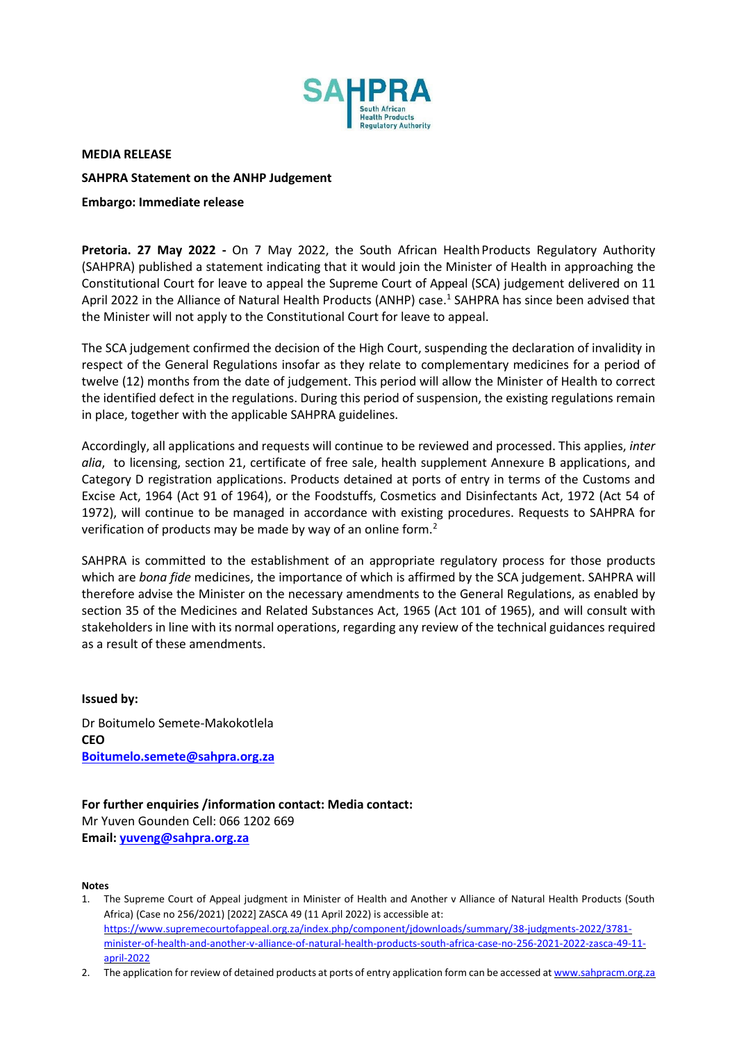**MEDIA RELEASE**

**SAHPRA Statement on the ANHP Judgement**

**Embargo: Immediate release**

**Pretoria. 27 May 2022 -** On 7 May 2022, the South African Health Products Regulatory Authority (SAHPRA) published a statement indicating that it would join the Minister of Health in approaching the Constitutional Court for leave to appeal the Supreme Court of Appeal (SCA) judgement delivered on 11 April 2022 in the Alliance of Natural Health Products (ANHP) case.[1] SAHPRA has since been advised that the Minister will not apply to the Constitutional Court for leave to appeal.

The SCA judgement confirmed the decision of the High Court, suspending the declaration of invalidity in respect of the General Regulations insofar as they relate to complementary medicines for a period of twelve (12) months from the date of judgement. This period will allow the Minister of Health to correct the identified defect in the regulations. During this period of suspension, the existing regulations remain in place, together with the applicable SAHPRA guidelines.

Accordingly, all applications and requests will continue to be reviewed and processed. This applies, *inter alia*, to licensing, section 21, certificate of free sale, health supplement Annexure B applications, and Category D registration applications. Products detained at ports of entry in terms of the Customs and Excise Act, 1964 (Act 91 of 1964), or the Foodstuffs, Cosmetics and Disinfectants Act, 1972 (Act 54 of 1972), will continue to be managed in accordance with existing procedures. Requests to SAHPRA for verification of products may be made by way of an online form.[2]

SAHPRA is committed to the establishment of an appropriate regulatory process for those products which are *bona fide* medicines, the importance of which is affirmed by the SCA judgement. SAHPRA will therefore advise the Minister on the necessary amendments to the General Regulations, as enabled by section 35 of the Medicines and Related Substances Act, 1965 (Act 101 of 1965), and will consult with stakeholders in line with its normal operations, regarding any review of the technical guidances required as a result of these amendments.

**Issued by:**

Dr Boitumelo Semete-Makokotlela
**CEO**
**Boitumelo.semete@sahpra.org.za**

**For further enquiries /information contact: Media contact:**
Mr Yuven Gounden Cell: 066 1202 669
**Email: yuveng@sahpra.org.za**

**Notes**

1. The Supreme Court of Appeal judgment in Minister of Health and Another v Alliance of Natural Health Products (South Africa) (Case no 256/2021) [2022] ZASCA 49 (11 April 2022) is accessible at: https://www.supremecourtofappeal.org.za/index.php/component/jdownloads/summary/38-judgments-2022/3781-minister-of-health-and-another-v-alliance-of-natural-health-products-south-africa-case-no-256-2021-2022-zasca-49-11-april-2022
2. The application for review of detained products at ports of entry application form can be accessed at www.sahpracm.org.za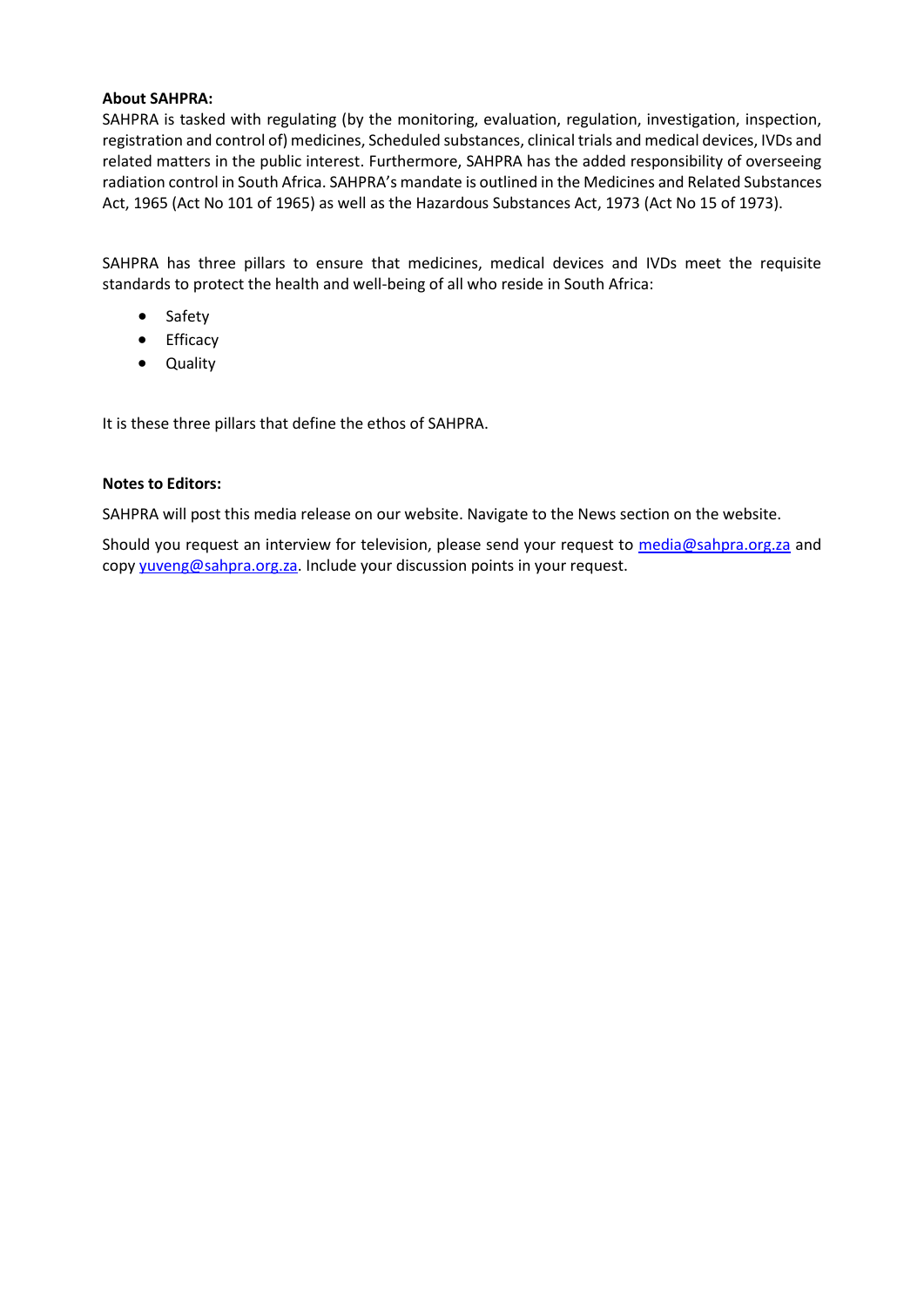**About SAHPRA:**

SAHPRA is tasked with regulating (by the monitoring, evaluation, regulation, investigation, inspection, registration and control of) medicines, Scheduled substances, clinical trials and medical devices, IVDs and related matters in the public interest. Furthermore, SAHPRA has the added responsibility of overseeing radiation control in South Africa. SAHPRA's mandate is outlined in the Medicines and Related Substances Act, 1965 (Act No 101 of 1965) as well as the Hazardous Substances Act, 1973 (Act No 15 of 1973).

SAHPRA has three pillars to ensure that medicines, medical devices and IVDs meet the requisite standards to protect the health and well-being of all who reside in South Africa:

- Safety
- Efficacy
- Quality

It is these three pillars that define the ethos of SAHPRA.

**Notes to Editors:**

SAHPRA will post this media release on our website. Navigate to the News section on the website.

Should you request an interview for television, please send your request to media@sahpra.org.za and copy yuveng@sahpra.org.za. Include your discussion points in your request.